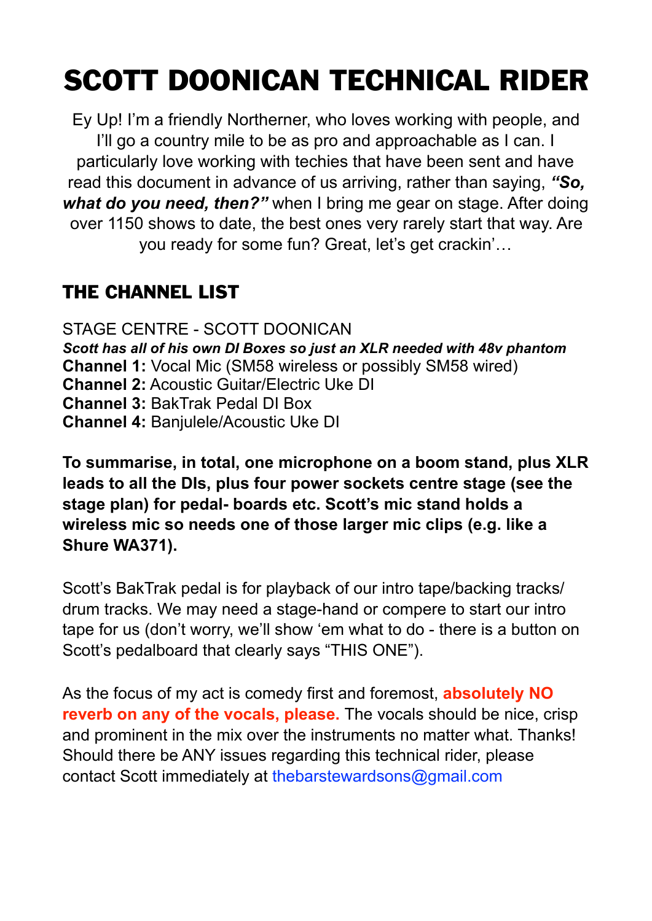# SCOTT DOONICAN TECHNICAL RIDER

Ey Up! I'm a friendly Northerner, who loves working with people, and I'll go a country mile to be as pro and approachable as I can. I particularly love working with techies that have been sent and have read this document in advance of us arriving, rather than saying, ***"So, what do you need, then?"*** when I bring me gear on stage. After doing over 1150 shows to date, the best ones very rarely start that way. Are you ready for some fun? Great, let's get crackin'…

## THE CHANNEL LIST

STAGE CENTRE - SCOTT DOONICAN

***Scott has all of his own DI Boxes so just an XLR needed with 48v phantom***

**Channel 1:** Vocal Mic (SM58 wireless or possibly SM58 wired)
**Channel 2:** Acoustic Guitar/Electric Uke DI
**Channel 3:** BakTrak Pedal DI Box
**Channel 4:** Banjulele/Acoustic Uke DI

**To summarise, in total, one microphone on a boom stand, plus XLR leads to all the DIs, plus four power sockets centre stage (see the stage plan) for pedal- boards etc. Scott's mic stand holds a wireless mic so needs one of those larger mic clips (e.g. like a Shure WA371).**

Scott's BakTrak pedal is for playback of our intro tape/backing tracks/ drum tracks. We may need a stage-hand or compere to start our intro tape for us (don't worry, we'll show 'em what to do - there is a button on Scott's pedalboard that clearly says "THIS ONE").

As the focus of my act is comedy first and foremost, **absolutely NO reverb on any of the vocals, please.** The vocals should be nice, crisp and prominent in the mix over the instruments no matter what. Thanks! Should there be ANY issues regarding this technical rider, please contact Scott immediately at thebarstewardsons@gmail.com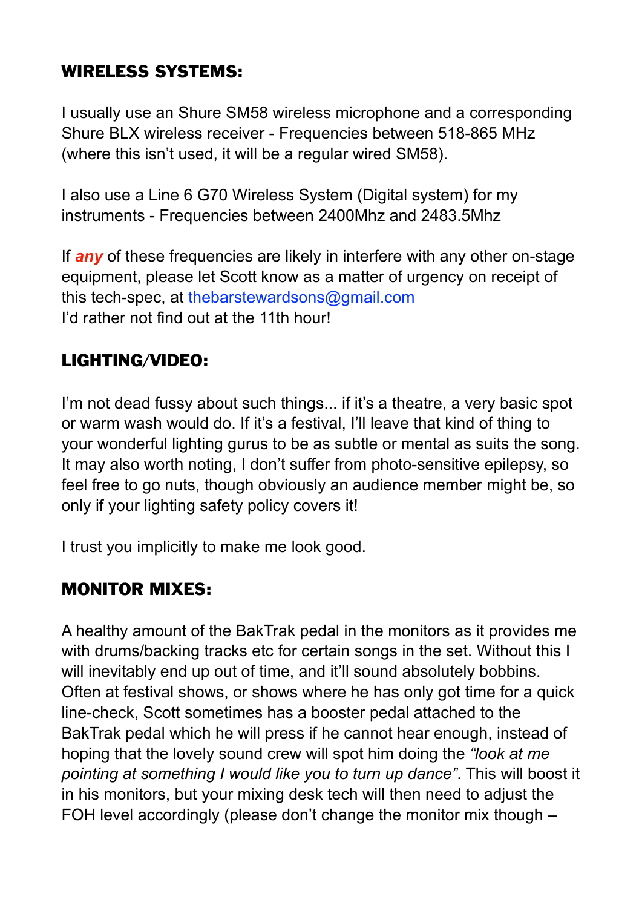## WIRELESS SYSTEMS:

I usually use an Shure SM58 wireless microphone and a corresponding Shure BLX wireless receiver - Frequencies between 518-865 MHz (where this isn't used, it will be a regular wired SM58).

I also use a Line 6 G70 Wireless System (Digital system) for my instruments - Frequencies between 2400Mhz and 2483.5Mhz

If ***any*** of these frequencies are likely in interfere with any other on-stage equipment, please let Scott know as a matter of urgency on receipt of this tech-spec, at thebarstewardsons@gmail.com
I'd rather not find out at the 11th hour!

## LIGHTING/VIDEO:

I'm not dead fussy about such things... if it's a theatre, a very basic spot or warm wash would do. If it's a festival, I'll leave that kind of thing to your wonderful lighting gurus to be as subtle or mental as suits the song. It may also worth noting, I don't suffer from photo-sensitive epilepsy, so feel free to go nuts, though obviously an audience member might be, so only if your lighting safety policy covers it!

I trust you implicitly to make me look good.

## MONITOR MIXES:

A healthy amount of the BakTrak pedal in the monitors as it provides me with drums/backing tracks etc for certain songs in the set. Without this I will inevitably end up out of time, and it'll sound absolutely bobbins. Often at festival shows, or shows where he has only got time for a quick line-check, Scott sometimes has a booster pedal attached to the BakTrak pedal which he will press if he cannot hear enough, instead of hoping that the lovely sound crew will spot him doing the *"look at me pointing at something I would like you to turn up dance"*. This will boost it in his monitors, but your mixing desk tech will then need to adjust the FOH level accordingly (please don't change the monitor mix though –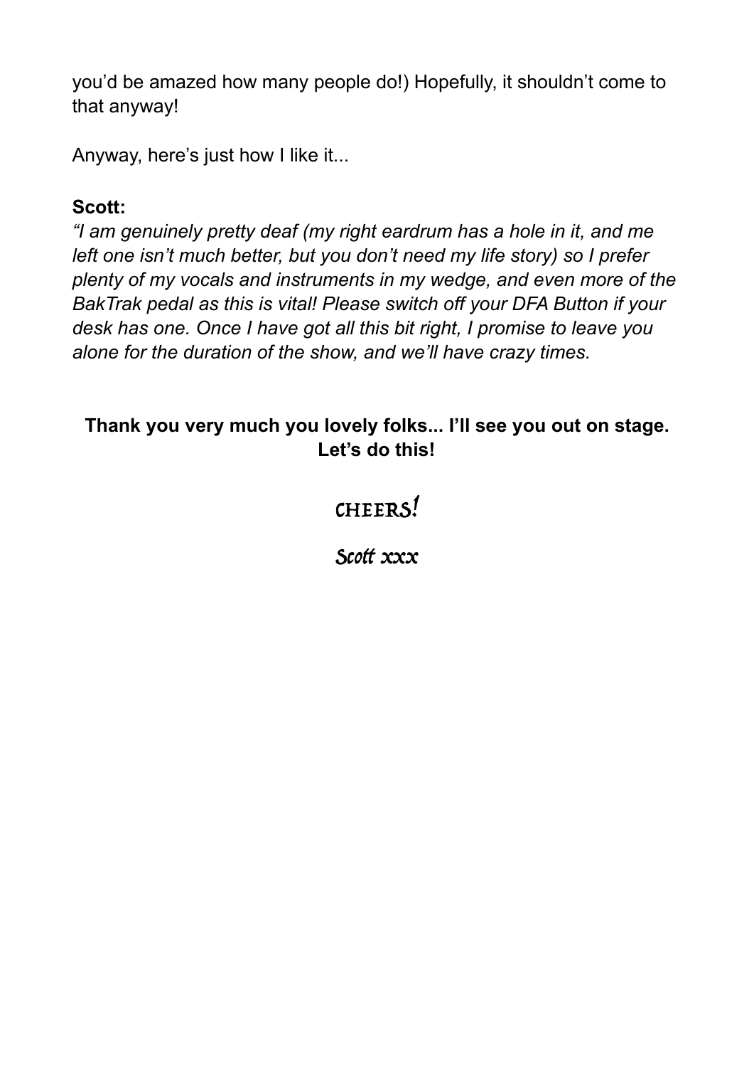you'd be amazed how many people do!) Hopefully, it shouldn't come to that anyway!

Anyway, here's just how I like it...

**Scott:**
*"I am genuinely pretty deaf (my right eardrum has a hole in it, and me left one isn't much better, but you don't need my life story) so I prefer plenty of my vocals and instruments in my wedge, and even more of the BakTrak pedal as this is vital! Please switch off your DFA Button if your desk has one. Once I have got all this bit right, I promise to leave you alone for the duration of the show, and we'll have crazy times.*

**Thank you very much you lovely folks... I'll see you out on stage. Let's do this!**

CHEERS!

*Scott xxx*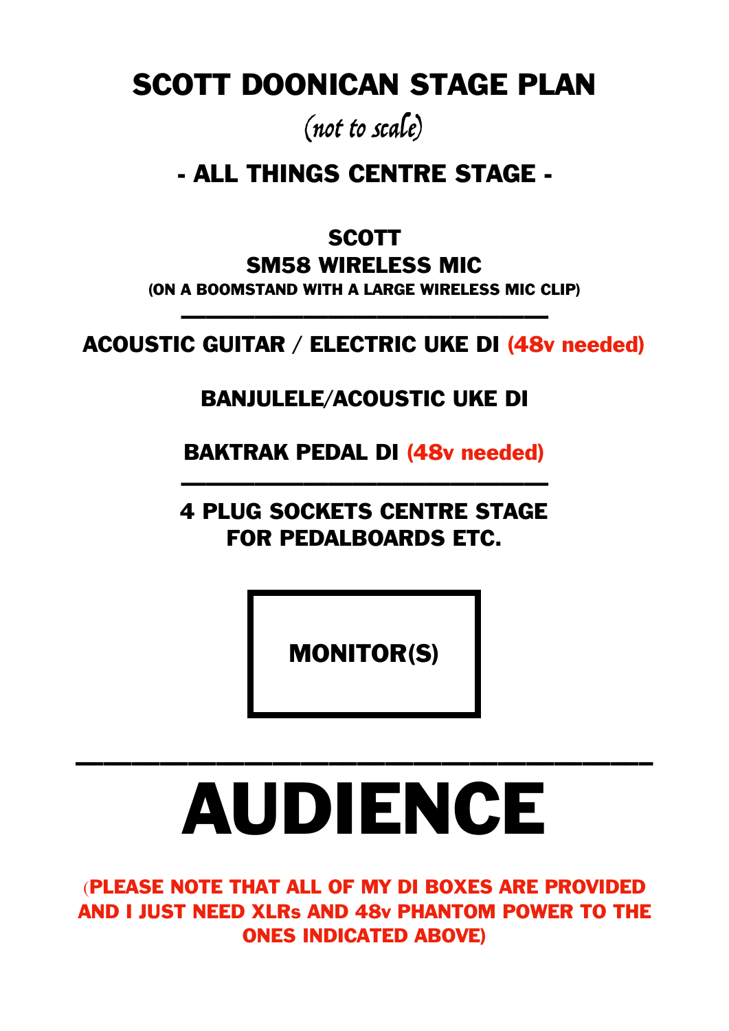# SCOTT DOONICAN STAGE PLAN

*(not to scale)*

## - ALL THINGS CENTRE STAGE -

**SCOTT**

**SM58 WIRELESS MIC**

**(ON A BOOMSTAND WITH A LARGE WIRELESS MIC CLIP)**

---

**ACOUSTIC GUITAR / ELECTRIC UKE DI (48v needed)**

**BANJULELE/ACOUSTIC UKE DI**

**BAKTRAK PEDAL DI (48v needed)**

---

**4 PLUG SOCKETS CENTRE STAGE**
**FOR PEDALBOARDS ETC.**

**MONITOR(S)**

---

# AUDIENCE

**(PLEASE NOTE THAT ALL OF MY DI BOXES ARE PROVIDED AND I JUST NEED XLRs AND 48v PHANTOM POWER TO THE ONES INDICATED ABOVE)**